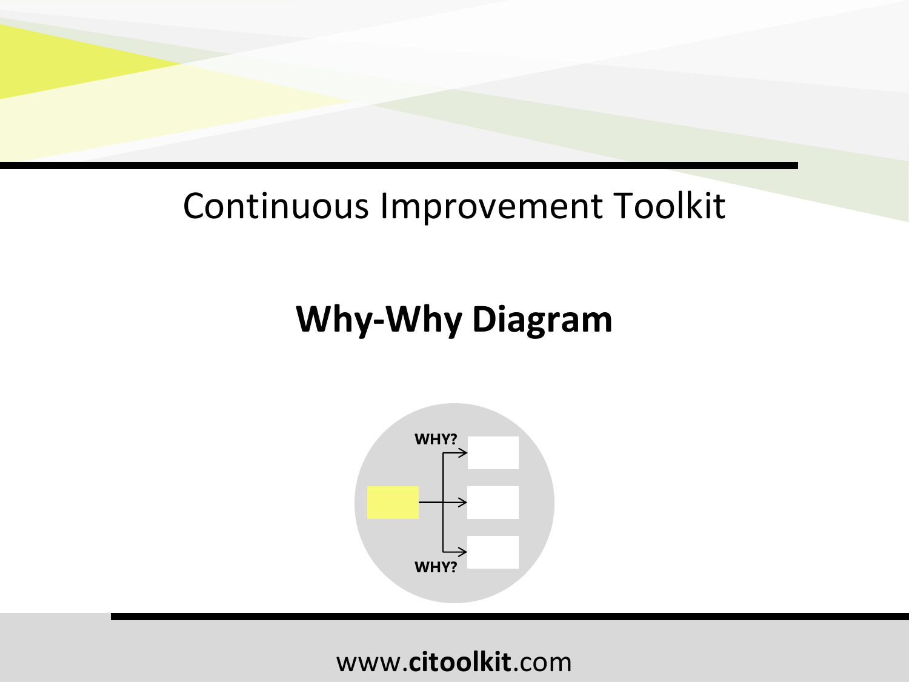Continuous Improvement Toolkit

# Why-Why Diagram

WHY?

WHY?

www.**citoolkit**.com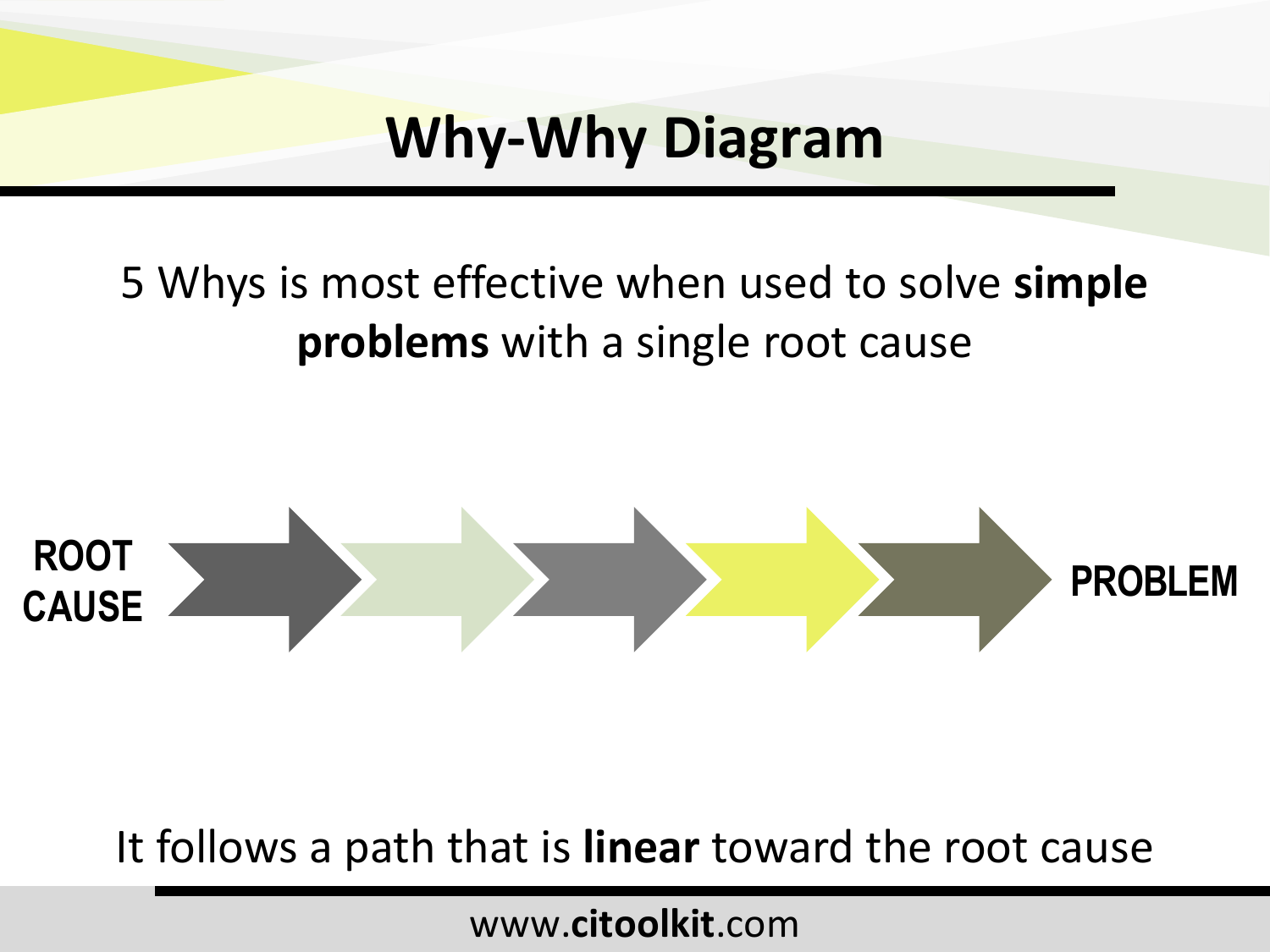# Why-Why Diagram

5 Whys is most effective when used to solve **simple problems** with a single root cause

ROOT CAUSE → → → → → PROBLEM

It follows a path that is **linear** toward the root cause

www.**citoolkit**.com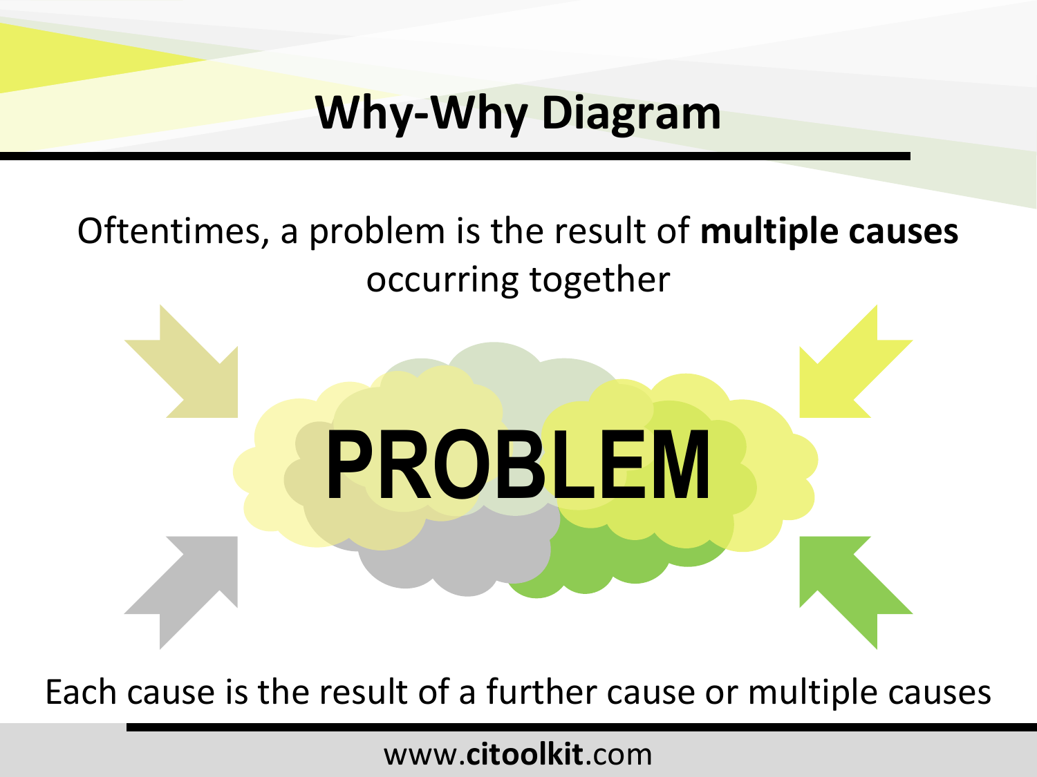# Why-Why Diagram

Oftentimes, a problem is the result of **multiple causes** occurring together

PROBLEM

Each cause is the result of a further cause or multiple causes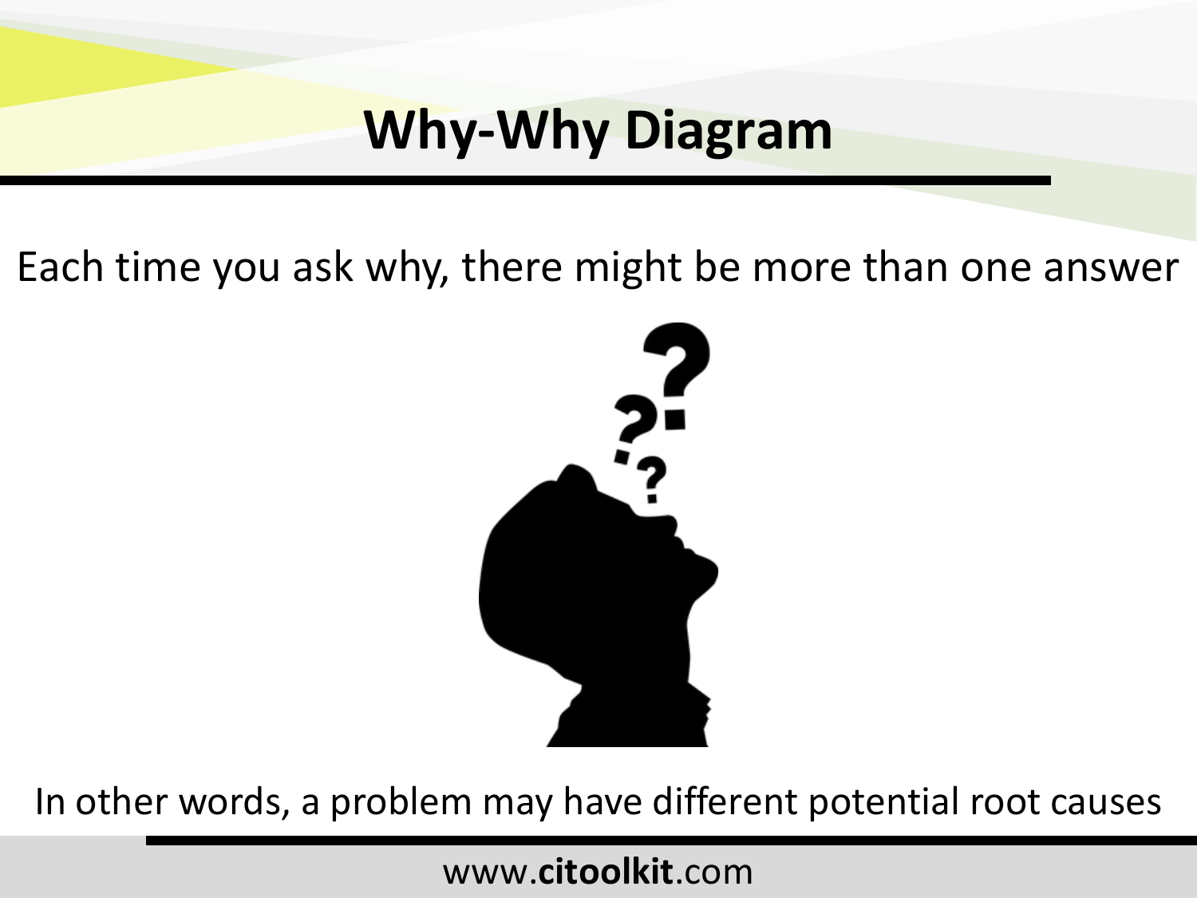# Why-Why Diagram

Each time you ask why, there might be more than one answer

In other words, a problem may have different potential root causes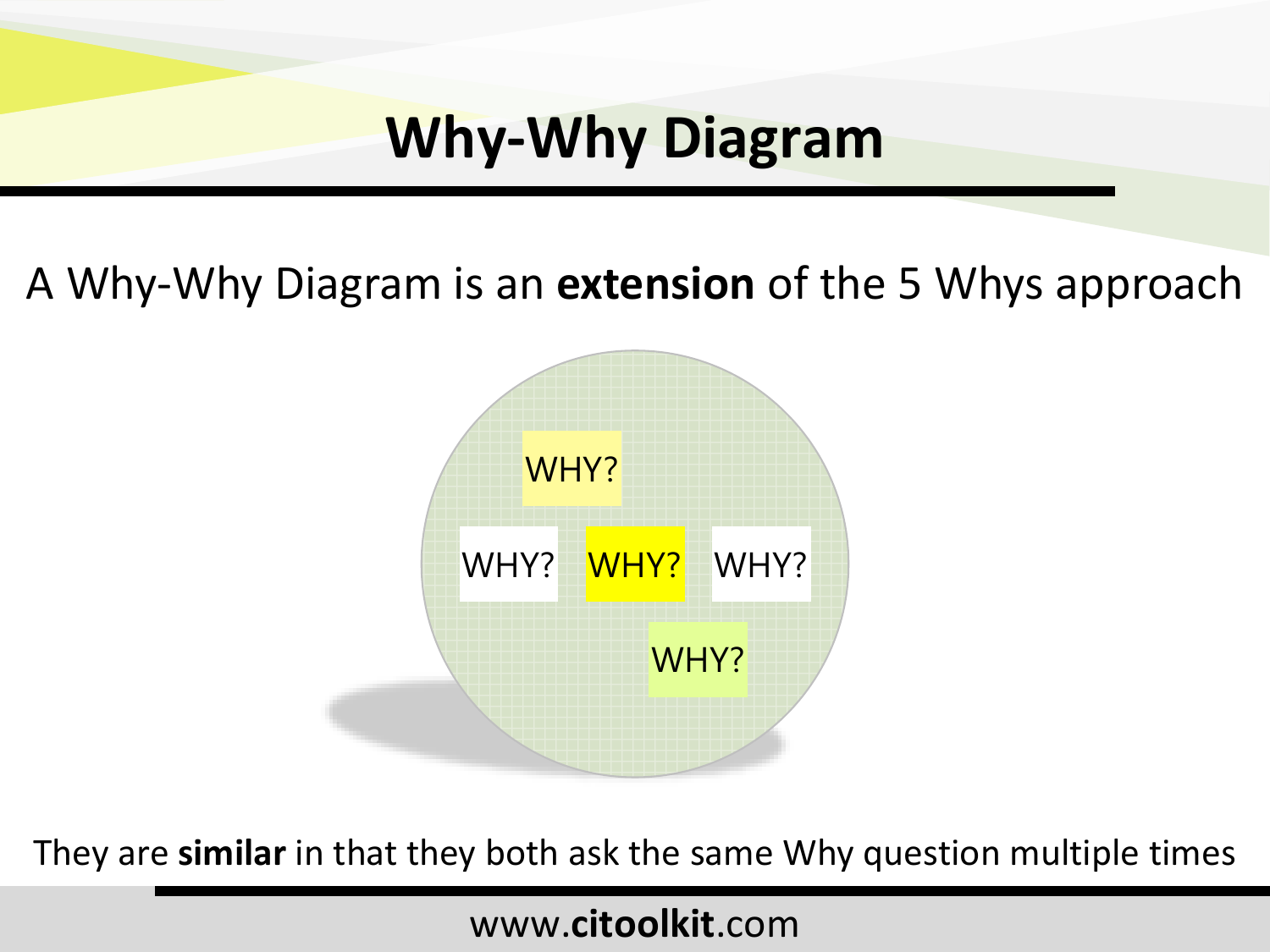# Why-Why Diagram

A Why-Why Diagram is an **extension** of the 5 Whys approach

WHY?

WHY? WHY? WHY?

WHY?

They are **similar** in that they both ask the same Why question multiple times

www.**citoolkit**.com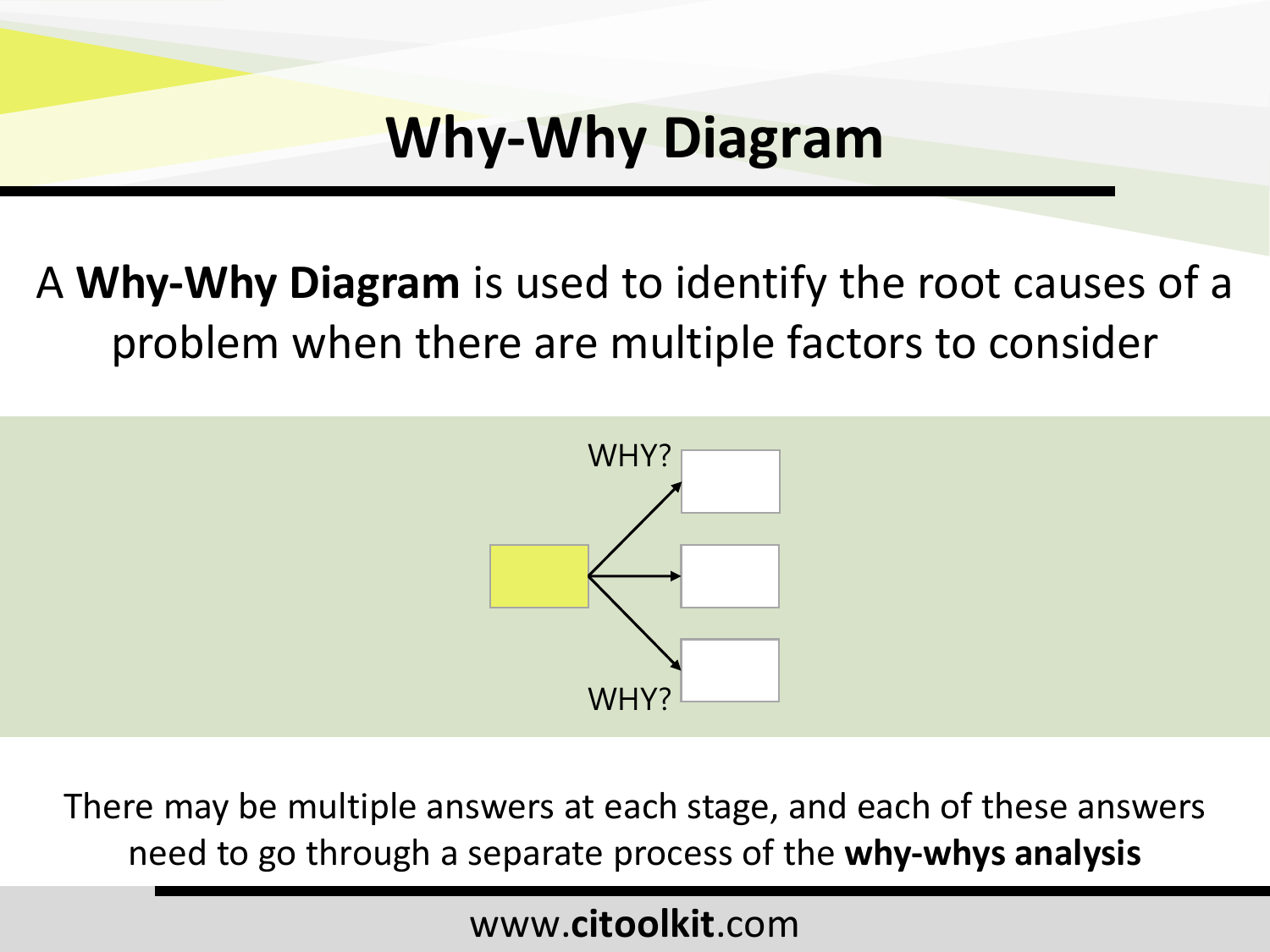# Why-Why Diagram

A **Why-Why Diagram** is used to identify the root causes of a problem when there are multiple factors to consider

WHY?

WHY?

There may be multiple answers at each stage, and each of these answers need to go through a separate process of the **why-whys analysis**

www.**citoolkit**.com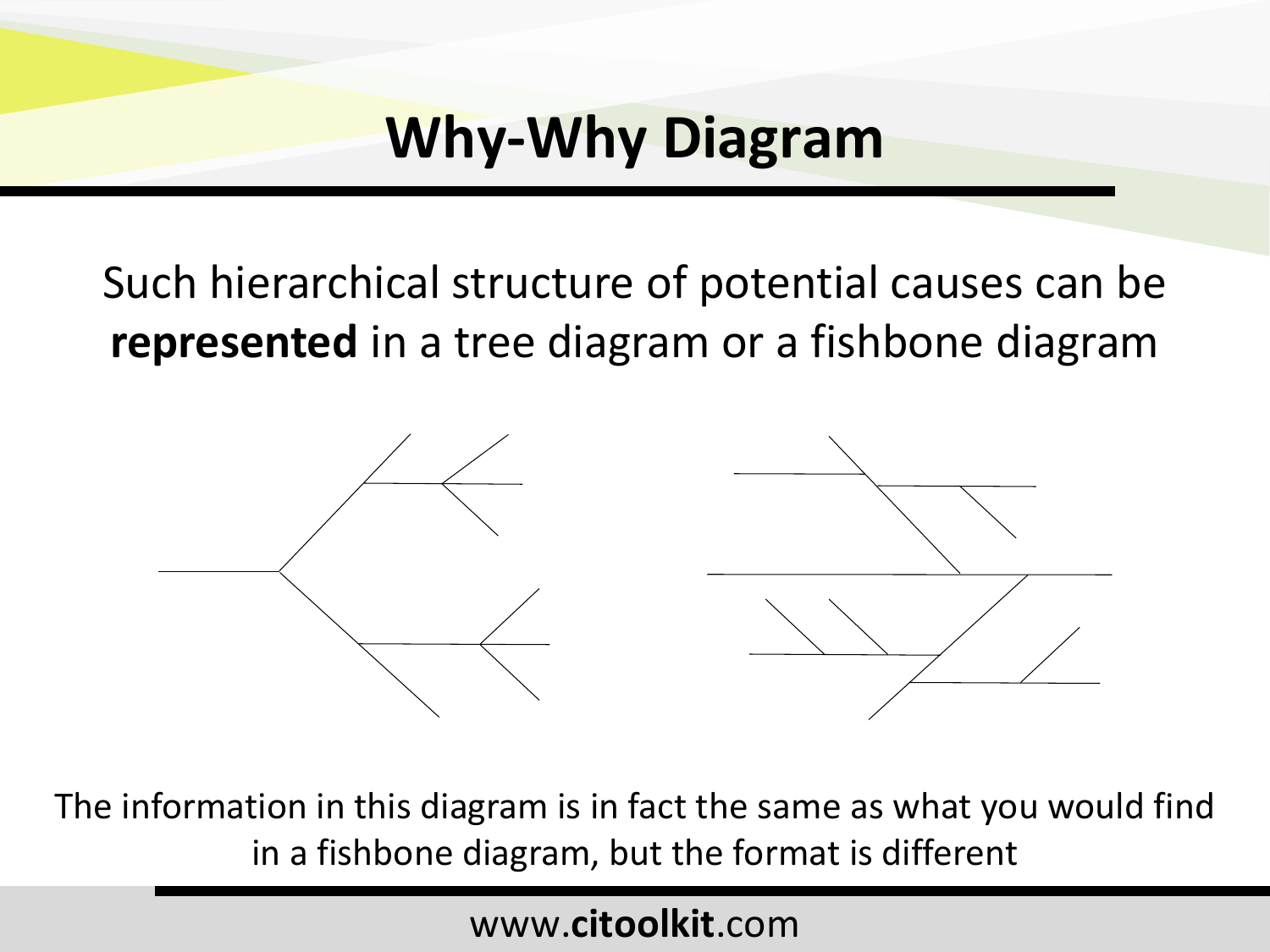# Why-Why Diagram

Such hierarchical structure of potential causes can be **represented** in a tree diagram or a fishbone diagram

The information in this diagram is in fact the same as what you would find in a fishbone diagram, but the format is different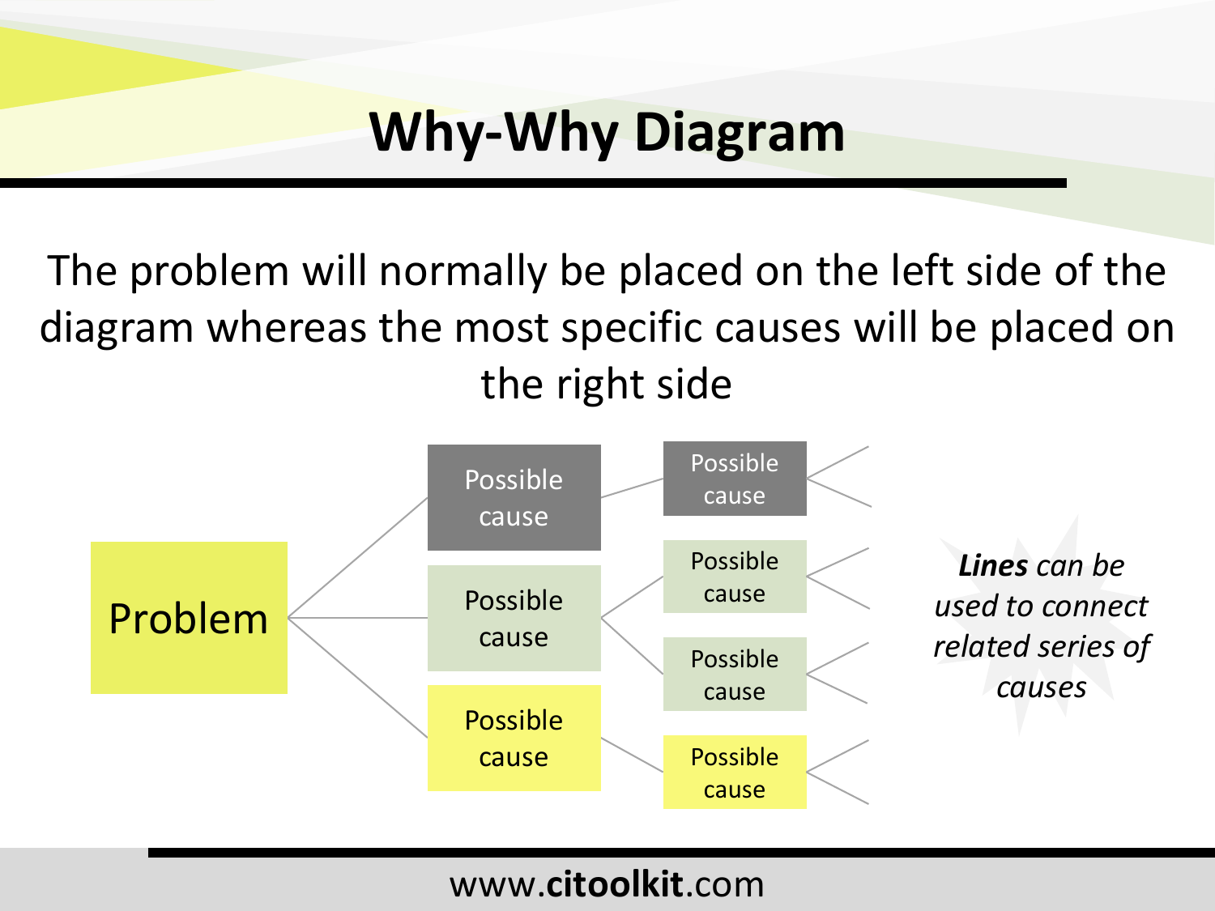# Why-Why Diagram

The problem will normally be placed on the left side of the diagram whereas the most specific causes will be placed on the right side

Problem

Possible cause

Possible cause

Possible cause

Possible cause

Possible cause

Possible cause

Possible cause

***Lines** can be used to connect related series of causes*

www.**citoolkit**.com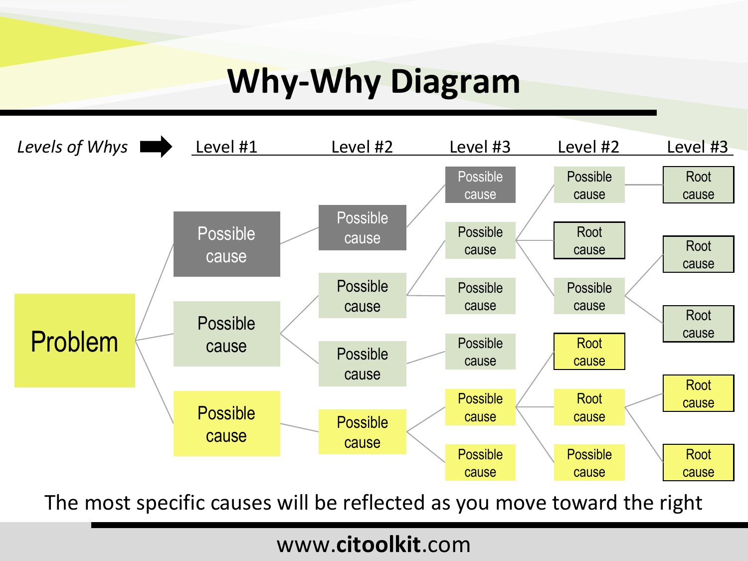# Why-Why Diagram

*Levels of Whys* ➡ Level #1 | Level #2 | Level #3 | Level #2 | Level #3

- **Problem**
  - Possible cause
    - Possible cause
      - Possible cause
  - Possible cause
    - Possible cause
      - Possible cause
        - Possible cause
          - Root cause
        - Root cause
        - Possible cause
          - Root cause
          - Root cause
      - Possible cause
    - Possible cause
      - Possible cause
  - Possible cause
    - Possible cause
      - Possible cause
        - Root cause
        - Root cause
          - Root cause
          - Root cause
        - Possible cause
      - Possible cause

The most specific causes will be reflected as you move toward the right

www.**citoolkit**.com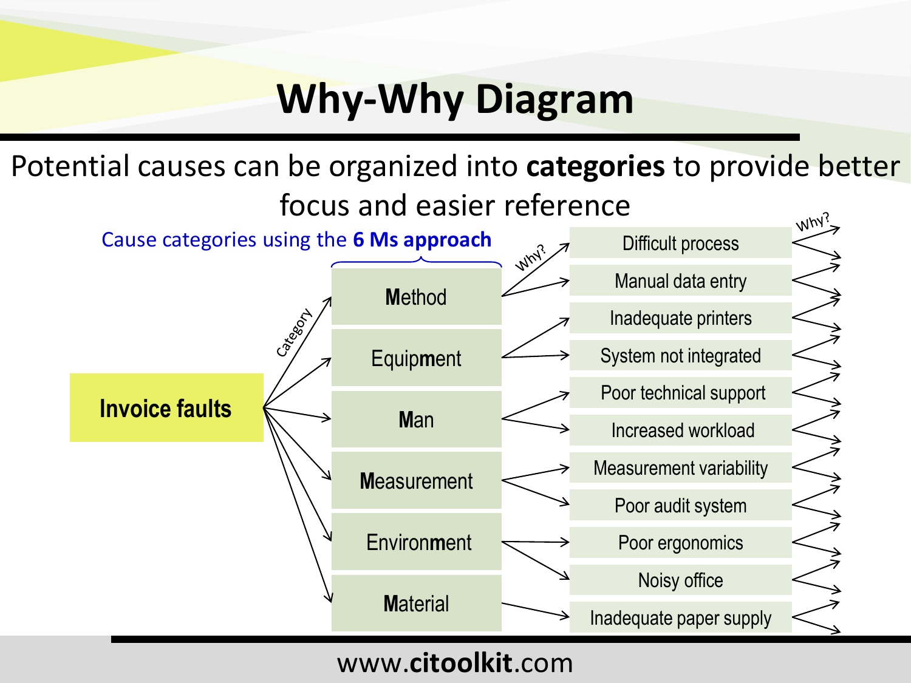# Why-Why Diagram

Potential causes can be organized into **categories** to provide better focus and easier reference

Cause categories using the **6 Ms approach**

**Invoice faults** → Category

- **M**ethod → Why?
  - Difficult process → Why?
  - Manual data entry
- Equip**m**ent
  - Inadequate printers
  - System not integrated
- **M**an
  - Poor technical support
  - Increased workload
- **M**easurement
  - Measurement variability
  - Poor audit system
- Environ**m**ent
  - Poor ergonomics
  - Noisy office
- **M**aterial
  - Inadequate paper supply

www.**citoolkit**.com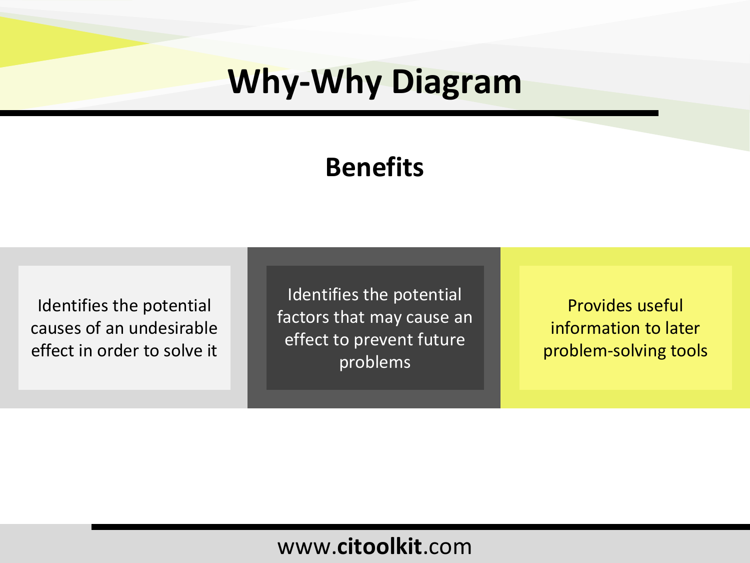# Why-Why Diagram

## Benefits

- Identifies the potential causes of an undesirable effect in order to solve it
- Identifies the potential factors that may cause an effect to prevent future problems
- Provides useful information to later problem-solving tools

www.**citoolkit**.com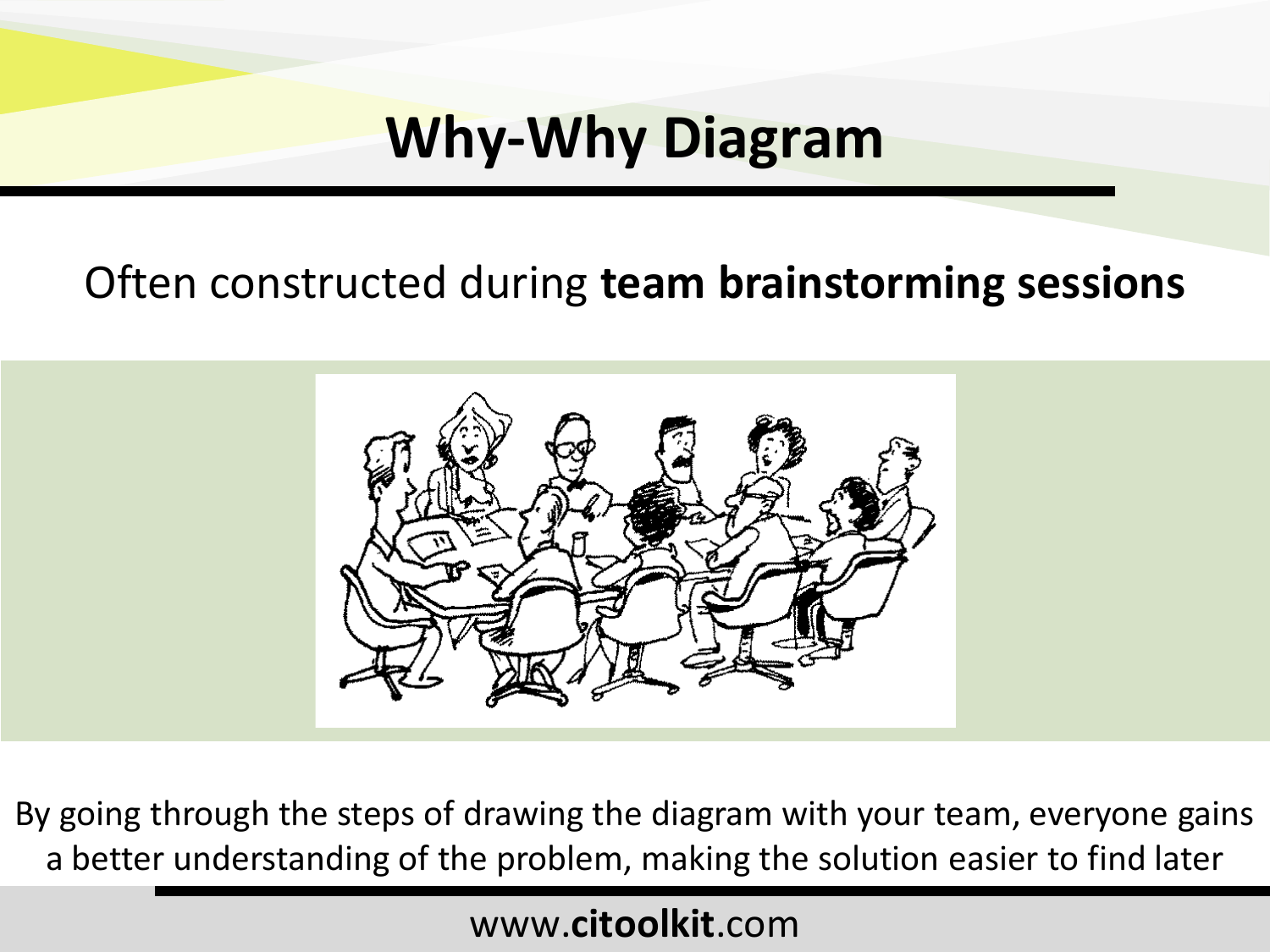# Why-Why Diagram

Often constructed during **team brainstorming sessions**

By going through the steps of drawing the diagram with your team, everyone gains a better understanding of the problem, making the solution easier to find later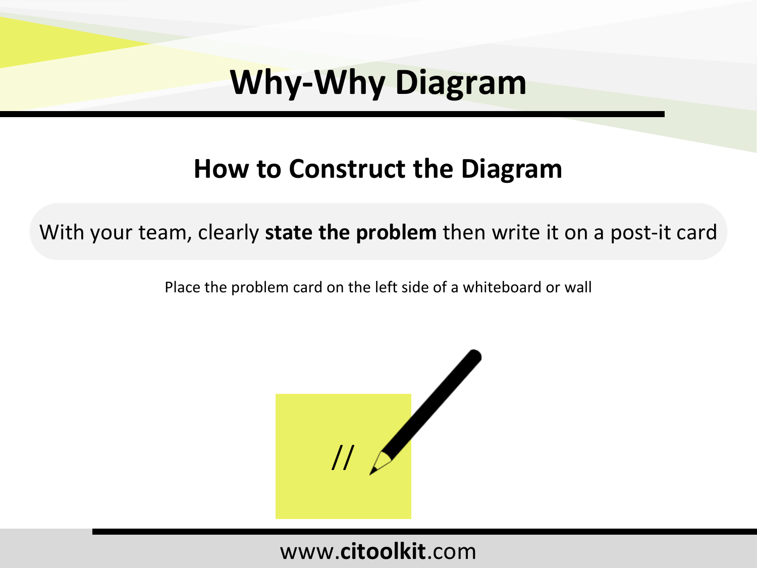# Why-Why Diagram

## How to Construct the Diagram

With your team, clearly **state the problem** then write it on a post-it card

Place the problem card on the left side of a whiteboard or wall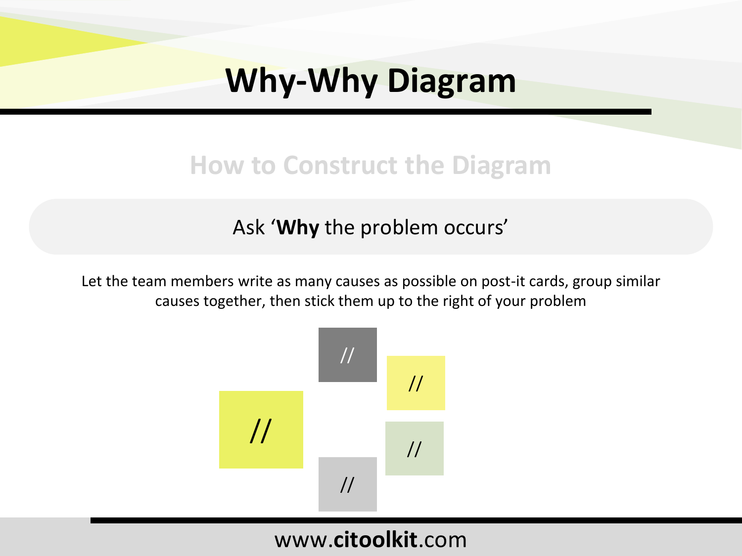# Why-Why Diagram

## How to Construct the Diagram

Ask ‘**Why** the problem occurs’

Let the team members write as many causes as possible on post-it cards, group similar causes together, then stick them up to the right of your problem

//

//

//

//

//

//

www.**citoolkit**.com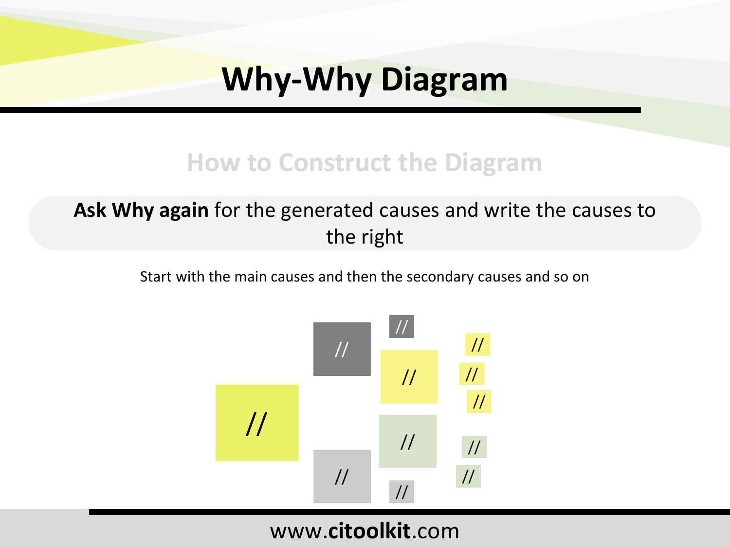# Why-Why Diagram

## How to Construct the Diagram

**Ask Why again** for the generated causes and write the causes to the right

Start with the main causes and then the secondary causes and so on

//

//

//

//

//

//

//

//

//

//

//

//

//

www.**citoolkit**.com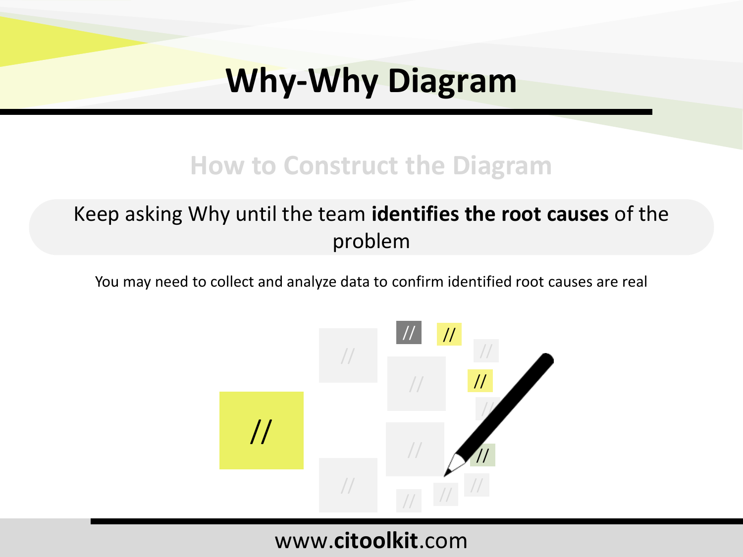# Why-Why Diagram

## How to Construct the Diagram

Keep asking Why until the team **identifies the root causes** of the problem

You may need to collect and analyze data to confirm identified root causes are real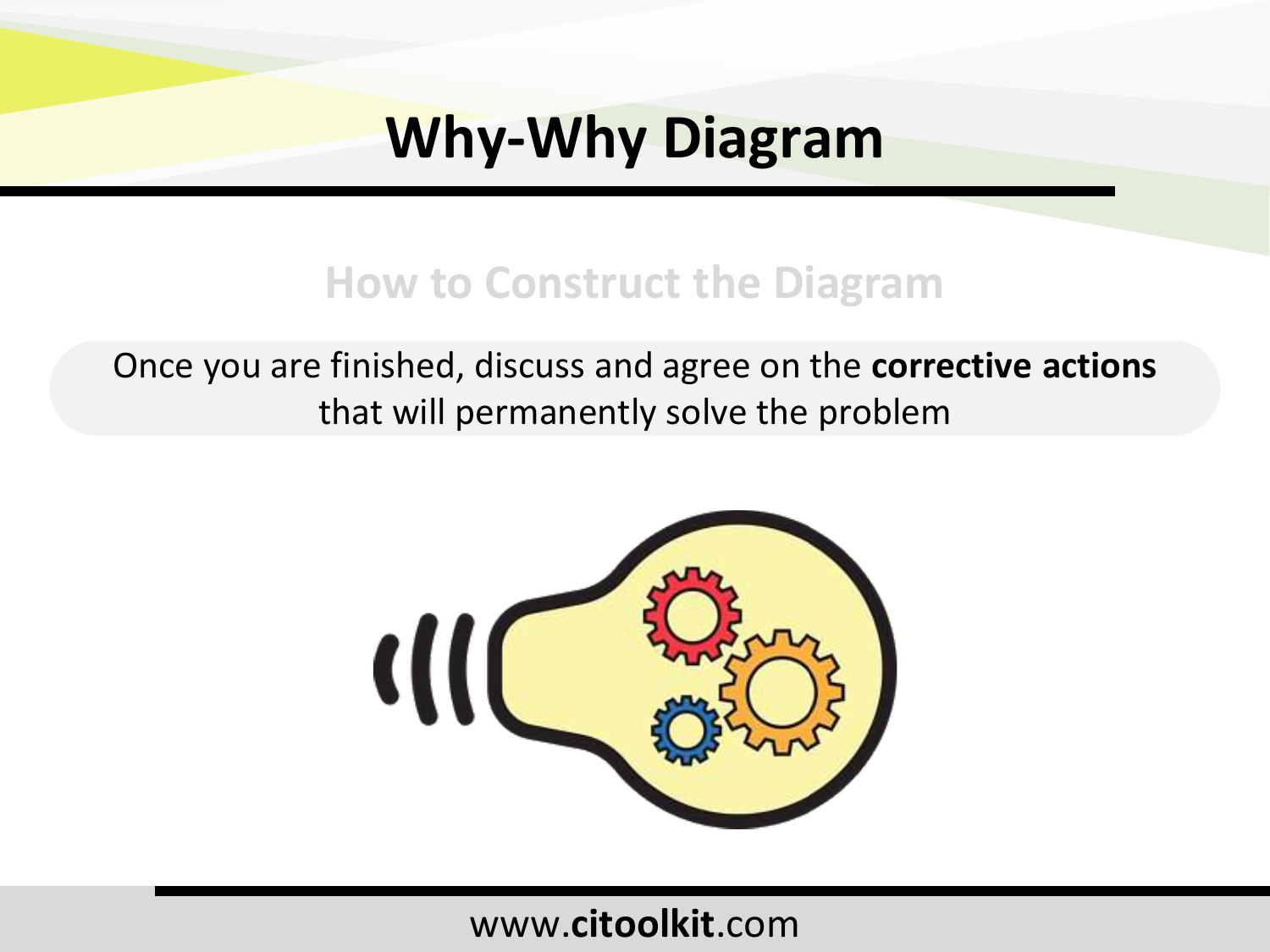# Why-Why Diagram

## How to Construct the Diagram

Once you are finished, discuss and agree on the **corrective actions** that will permanently solve the problem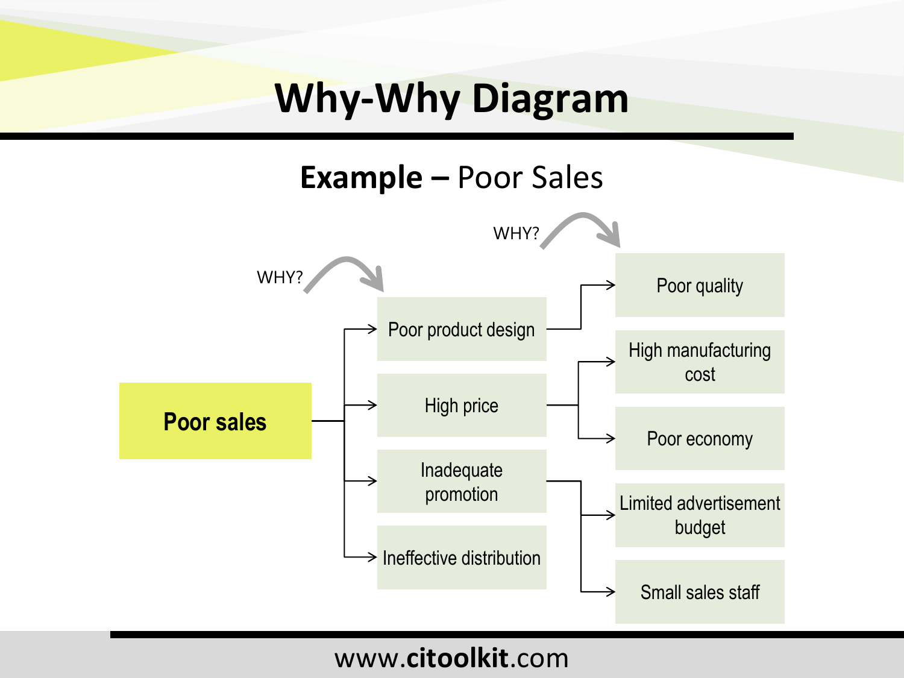# Why-Why Diagram

## **Example –** Poor Sales

- **Poor sales** (WHY?)
  - Poor product design (WHY?)
    - Poor quality
  - High price
    - High manufacturing cost
    - Poor economy
  - Inadequate promotion
    - Limited advertisement budget
    - Small sales staff
  - Ineffective distribution

www.**citoolkit**.com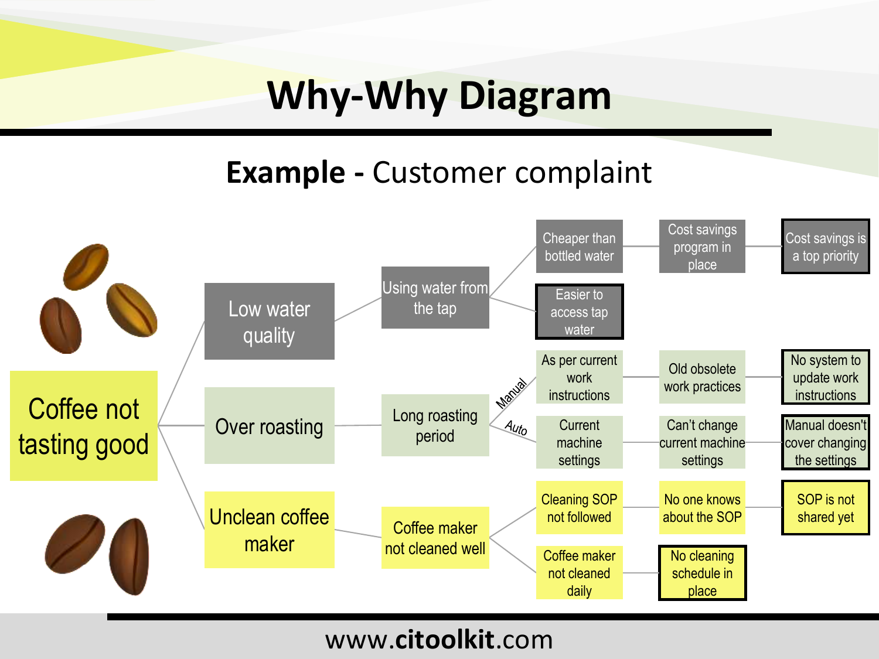# Why-Why Diagram

## **Example -** Customer complaint

- Coffee not tasting good
  - Low water quality
    - Using water from the tap
      - Cheaper than bottled water
        - Cost savings program in place
          - Cost savings is a top priority
      - Easier to access tap water
  - Over roasting
    - Long roasting period
      - Manual: As per current work instructions
        - Old obsolete work practices
          - No system to update work instructions
      - Auto: Current machine settings
        - Can't change current machine settings
          - Manual doesn't cover changing the settings
  - Unclean coffee maker
    - Coffee maker not cleaned well
      - Cleaning SOP not followed
        - No one knows about the SOP
          - SOP is not shared yet
      - Coffee maker not cleaned daily
        - No cleaning schedule in place

www.citoolkit.com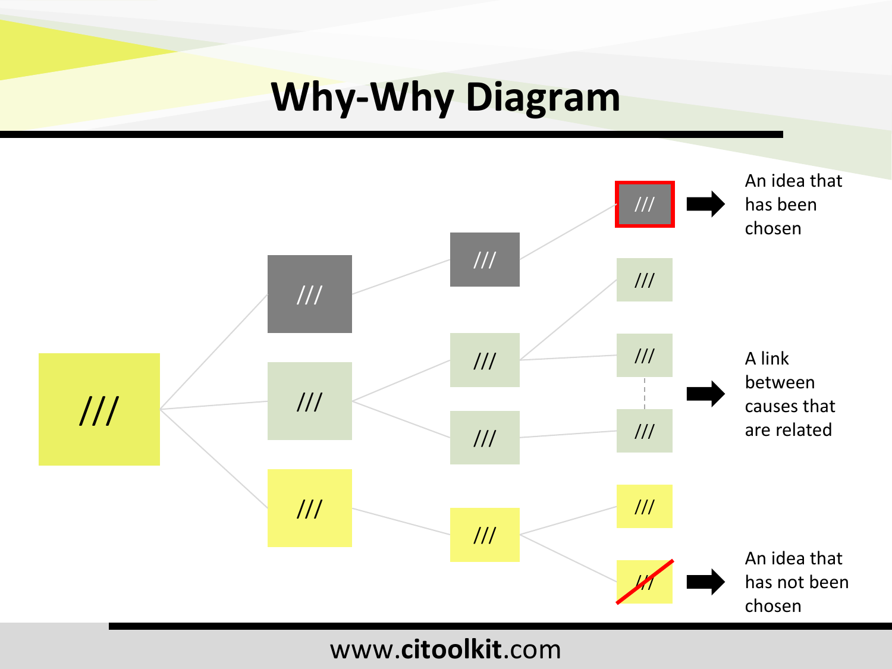# Why-Why Diagram

///

///

///

///

///

///

///

///

///

///

///

///

///

///

///

An idea that has been chosen

A link between causes that are related

An idea that has not been chosen

www.citoolkit.com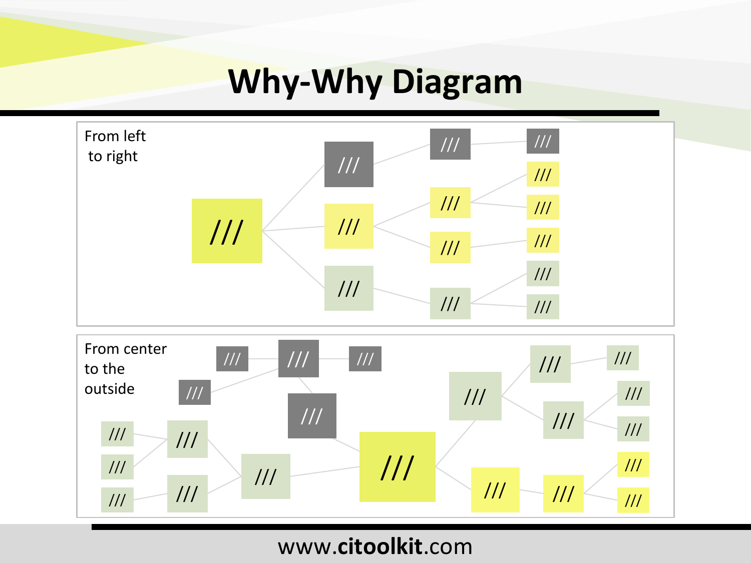# Why-Why Diagram

From left to right

From center to the outside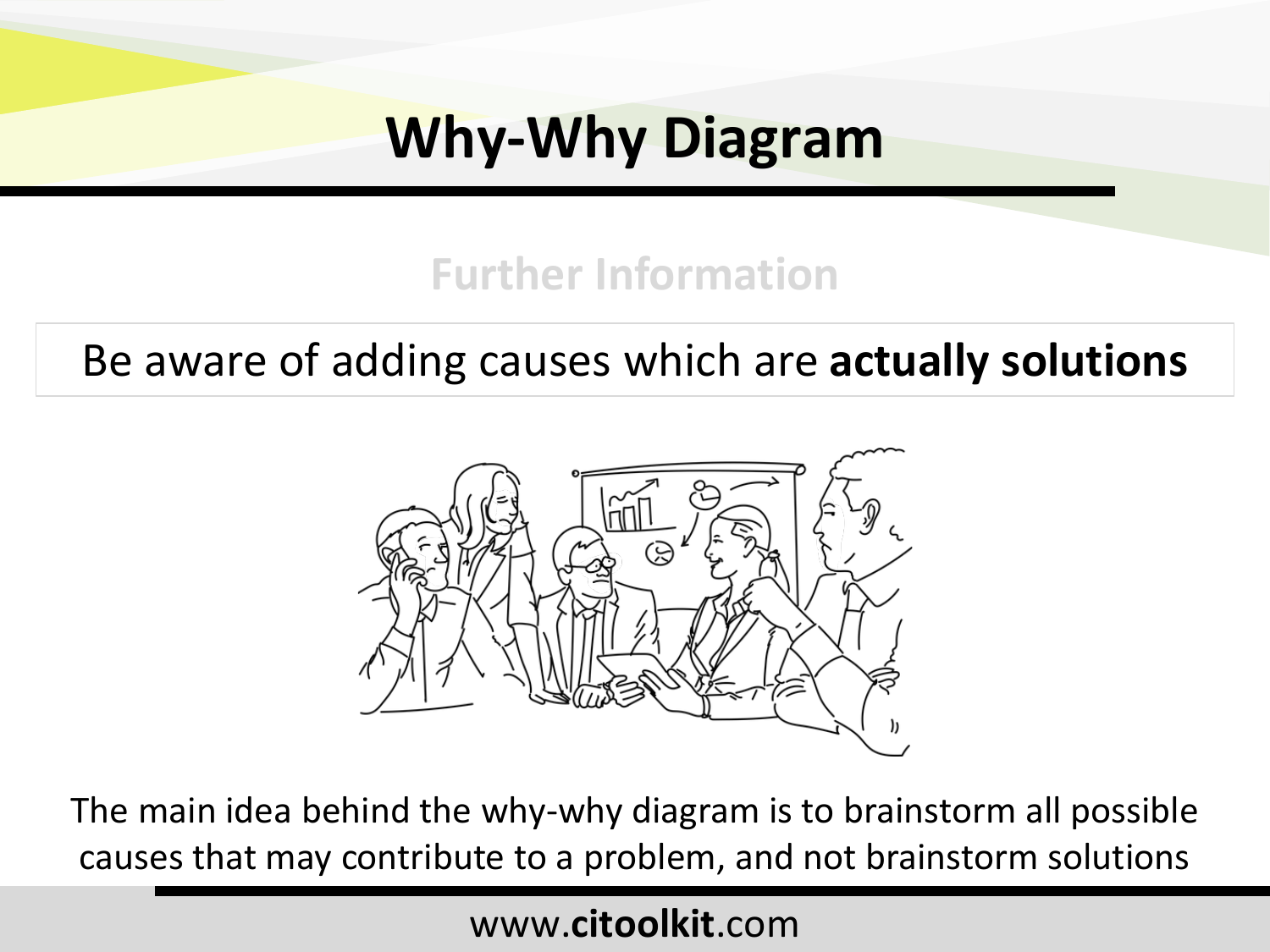# Why-Why Diagram

## Further Information

Be aware of adding causes which are **actually solutions**

The main idea behind the why-why diagram is to brainstorm all possible causes that may contribute to a problem, and not brainstorm solutions

www.**citoolkit**.com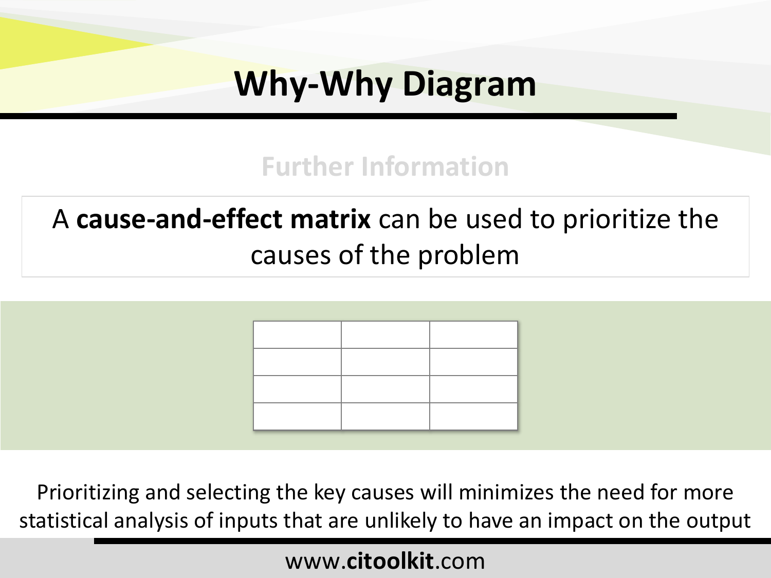# Why-Why Diagram

## Further Information

A **cause-and-effect matrix** can be used to prioritize the causes of the problem

| | | |
|---|---|---|
| | | |
| | | |
| | | |

Prioritizing and selecting the key causes will minimizes the need for more statistical analysis of inputs that are unlikely to have an impact on the output

www.**citoolkit**.com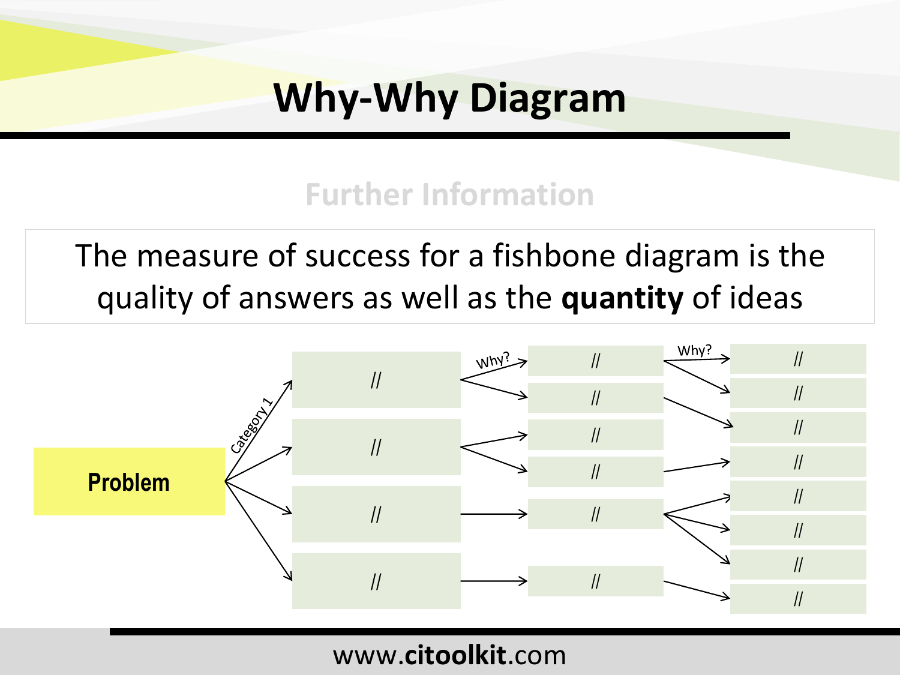# Why-Why Diagram

## Further Information

The measure of success for a fishbone diagram is the quality of answers as well as the **quantity** of ideas

Problem

Category 1

Why?

Why?

//